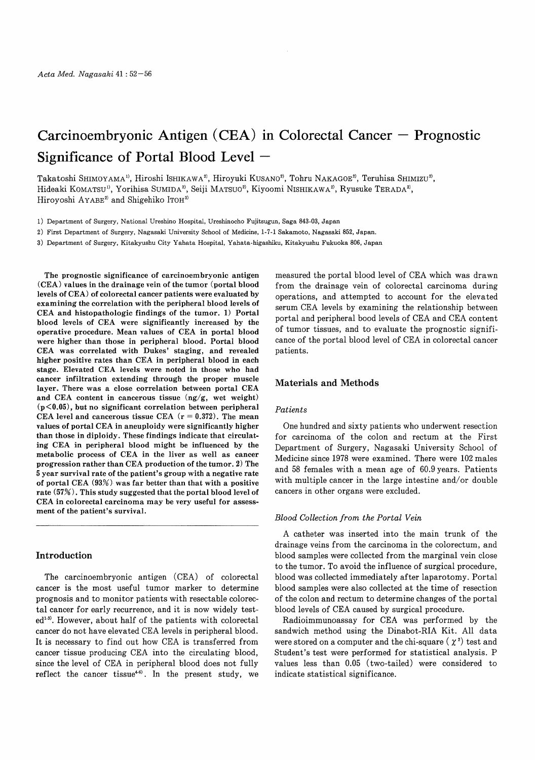# Carcinoembryonic Antigen (CEA) in Colorectal Cancer — Prognostic Significance of Portal Blood Level —

Takatoshi SHIMOYAMA[1], Hiroshi ISHIKAWA[2], Hiroyuki KUSANO[2], Tohru NAKAGOE[2], Teruhisa SHIMIZU[2], Hideaki KOMATSU[1], Yorihisa SUMIDA[2], Seiji MATSUO[2], Kiyoomi NISHIKAWA[2], Ryusuke TERADA[2], Hiroyoshi AYABE[2] and Shigehiko ITOH[3]

1) Department of Surgery, National Ureshino Hospital, Ureshinocho Fujitsugun, Saga 843-03, Japan

2) First Department of Surgery, Nagasaki University School of Medicine, 1-7-1 Sakamoto, Nagasaki 852, Japan.

3) Department of Surgery, Kitakyushu City Yahata Hospital, Yahata-higashiku, Kitakyushu Fukuoka 806, Japan

**The prognostic significance of carcinoembryonic antigen (CEA) values in the drainage vein of the tumor (portal blood levels of CEA) of colorectal cancer patients were evaluated by examining the correlation with the peripheral blood levels of CEA and histopathologic findings of the tumor. 1) Portal blood levels of CEA were significantly increased by the operative procedure. Mean values of CEA in portal blood were higher than those in peripheral blood. Portal blood CEA was correlated with Dukes' staging, and revealed higher positive rates than CEA in peripheral blood in each stage. Elevated CEA levels were noted in those who had cancer infiltration extending through the proper muscle layer. There was a close correlation between portal CEA and CEA content in cancerous tissue (ng/g, wet weight) ($p<0.05$), but no significant correlation between peripheral CEA level and cancerous tissue CEA ($r = 0.372$). The mean values of portal CEA in aneuploidy were significantly higher than those in diploidy. These findings indicate that circulating CEA in peripheral blood might be influenced by the metabolic process of CEA in the liver as well as cancer progression rather than CEA production of the tumor. 2) The 5 year survival rate of the patient's group with a negative rate of portal CEA (93%) was far better than that with a positive rate (57%). This study suggested that the portal blood level of CEA in colorectal carcinoma may be very useful for assessment of the patient's survival.**

## Introduction

The carcinoembryonic antigen (CEA) of colorectal cancer is the most useful tumor marker to determine prognosis and to monitor patients with resectable colorectal cancer for early recurrence, and it is now widely tested[1-3]. However, about half of the patients with colorectal cancer do not have elevated CEA levels in peripheral blood. It is necessary to find out how CEA is transferred from cancer tissue producing CEA into the circulating blood, since the level of CEA in peripheral blood does not fully reflect the cancer tissue[4-6]. In the present study, we measured the portal blood level of CEA which was drawn from the drainage vein of colorectal carcinoma during operations, and attempted to account for the elevated serum CEA levels by examining the relationship between portal and peripheral bood levels of CEA and CEA content of tumor tissues, and to evaluate the prognostic significance of the portal blood level of CEA in colorectal cancer patients.

## Materials and Methods

### *Patients*

One hundred and sixty patients who underwent resection for carcinoma of the colon and rectum at the First Department of Surgery, Nagasaki University School of Medicine since 1978 were examined. There were 102 males and 58 females with a mean age of 60.9 years. Patients with multiple cancer in the large intestine and/or double cancers in other organs were excluded.

### *Blood Collection from the Portal Vein*

A catheter was inserted into the main trunk of the drainage veins from the carcinoma in the colorectum, and blood samples were collected from the marginal vein close to the tumor. To avoid the influence of surgical procedure, blood was collected immediately after laparotomy. Portal blood samples were also collected at the time of resection of the colon and rectum to determine changes of the portal blood levels of CEA caused by surgical procedure.

Radioimmunoassay for CEA was performed by the sandwich method using the Dinabot-RIA Kit. All data were stored on a computer and the chi-square ($\chi^2$) test and Student's test were performed for statistical analysis. P values less than 0.05 (two-tailed) were considered to indicate statistical significance.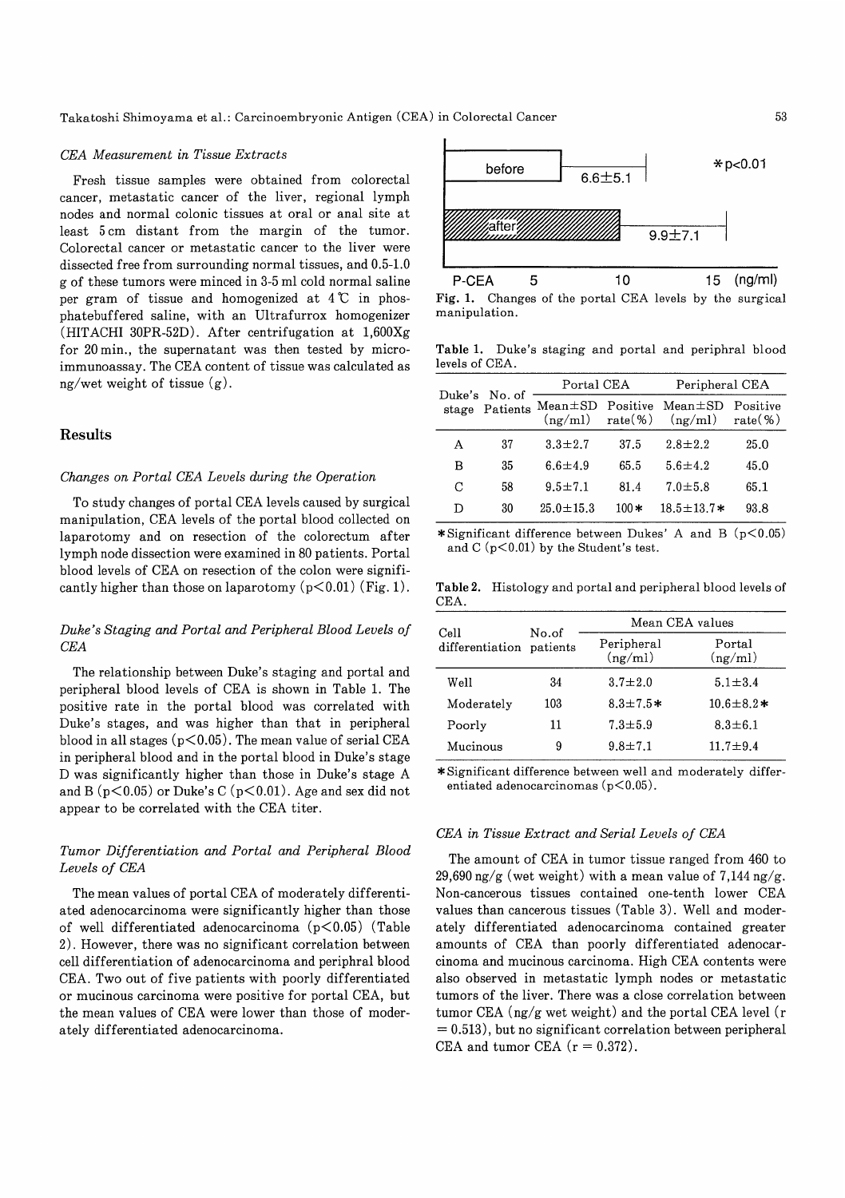### *CEA Measurement in Tissue Extracts*

Fresh tissue samples were obtained from colorectal cancer, metastatic cancer of the liver, regional lymph nodes and normal colonic tissues at oral or anal site at least 5 cm distant from the margin of the tumor. Colorectal cancer or metastatic cancer to the liver were dissected free from surrounding normal tissues, and 0.5-1.0 g of these tumors were minced in 3-5 ml cold normal saline per gram of tissue and homogenized at 4℃ in phosphatebuffered saline, with an Ultrafurrox homogenizer (HITACHI 30PR-52D). After centrifugation at 1,600Xg for 20 min., the supernatant was then tested by microimmunoassay. The CEA content of tissue was calculated as ng/wet weight of tissue (g).

## Results

### *Changes on Portal CEA Levels during the Operation*

To study changes of portal CEA levels caused by surgical manipulation, CEA levels of the portal blood collected on laparotomy and on resection of the colorectum after lymph node dissection were examined in 80 patients. Portal blood levels of CEA on resection of the colon were significantly higher than those on laparotomy ($p<0.01$) (Fig. 1).

### *Duke's Staging and Portal and Peripheral Blood Levels of CEA*

The relationship between Duke's staging and portal and peripheral blood levels of CEA is shown in Table 1. The positive rate in the portal blood was correlated with Duke's stages, and was higher than that in peripheral blood in all stages ($p<0.05$). The mean value of serial CEA in peripheral blood and in the portal blood in Duke's stage D was significantly higher than those in Duke's stage A and B ($p<0.05$) or Duke's C ($p<0.01$). Age and sex did not appear to be correlated with the CEA titer.

### *Tumor Differentiation and Portal and Peripheral Blood Levels of CEA*

The mean values of portal CEA of moderately differentiated adenocarcinoma were significantly higher than those of well differentiated adenocarcinoma ($p<0.05$) (Table 2). However, there was no significant correlation between cell differentiation of adenocarcinoma and periphral blood CEA. Two out of five patients with poorly differentiated or mucinous carcinoma were positive for portal CEA, but the mean values of CEA were lower than those of moderately differentiated adenocarcinoma.

| P-CEA | (ng/ml) | |
|---|---|---|
| before | 6.6±5.1 | *p<0.01 |
| after | 9.9±7.1 | |

**Fig. 1.** Changes of the portal CEA levels by the surgical manipulation.

**Table 1.** Duke's staging and portal and periphral blood levels of CEA.

| Duke's stage | No. of Patients | Portal CEA | | Peripheral CEA | |
|---|---|---|---|---|---|
| | | Mean±SD (ng/ml) | Positive rate(%) | Mean±SD (ng/ml) | Positive rate(%) |
| A | 37 | 3.3±2.7 | 37.5 | 2.8±2.2 | 25.0 |
| B | 35 | 6.6±4.9 | 65.5 | 5.6±4.2 | 45.0 |
| C | 58 | 9.5±7.1 | 81.4 | 7.0±5.8 | 65.1 |
| D | 30 | 25.0±15.3 | 100* | 18.5±13.7* | 93.8 |

*Significant difference between Dukes' A and B ($p<0.05$) and C ($p<0.01$) by the Student's test.

**Table 2.** Histology and portal and peripheral blood levels of CEA.

| Cell differentiation | No.of patients | Mean CEA values | |
|---|---|---|---|
| | | Peripheral (ng/ml) | Portal (ng/ml) |
| Well | 34 | 3.7±2.0 | 5.1±3.4 |
| Moderately | 103 | 8.3±7.5* | 10.6±8.2* |
| Poorly | 11 | 7.3±5.9 | 8.3±6.1 |
| Mucinous | 9 | 9.8±7.1 | 11.7±9.4 |

*Significant difference between well and moderately differentiated adenocarcinomas ($p<0.05$).

### *CEA in Tissue Extract and Serial Levels of CEA*

The amount of CEA in tumor tissue ranged from 460 to 29,690 ng/g (wet weight) with a mean value of 7,144 ng/g. Non-cancerous tissues contained one-tenth lower CEA values than cancerous tissues (Table 3). Well and moderately differentiated adenocarcinoma contained greater amounts of CEA than poorly differentiated adenocarcinoma and mucinous carcinoma. High CEA contents were also observed in metastatic lymph nodes or metastatic tumors of the liver. There was a close correlation between tumor CEA (ng/g wet weight) and the portal CEA level ($r = 0.513$), but no significant correlation between peripheral CEA and tumor CEA ($r = 0.372$).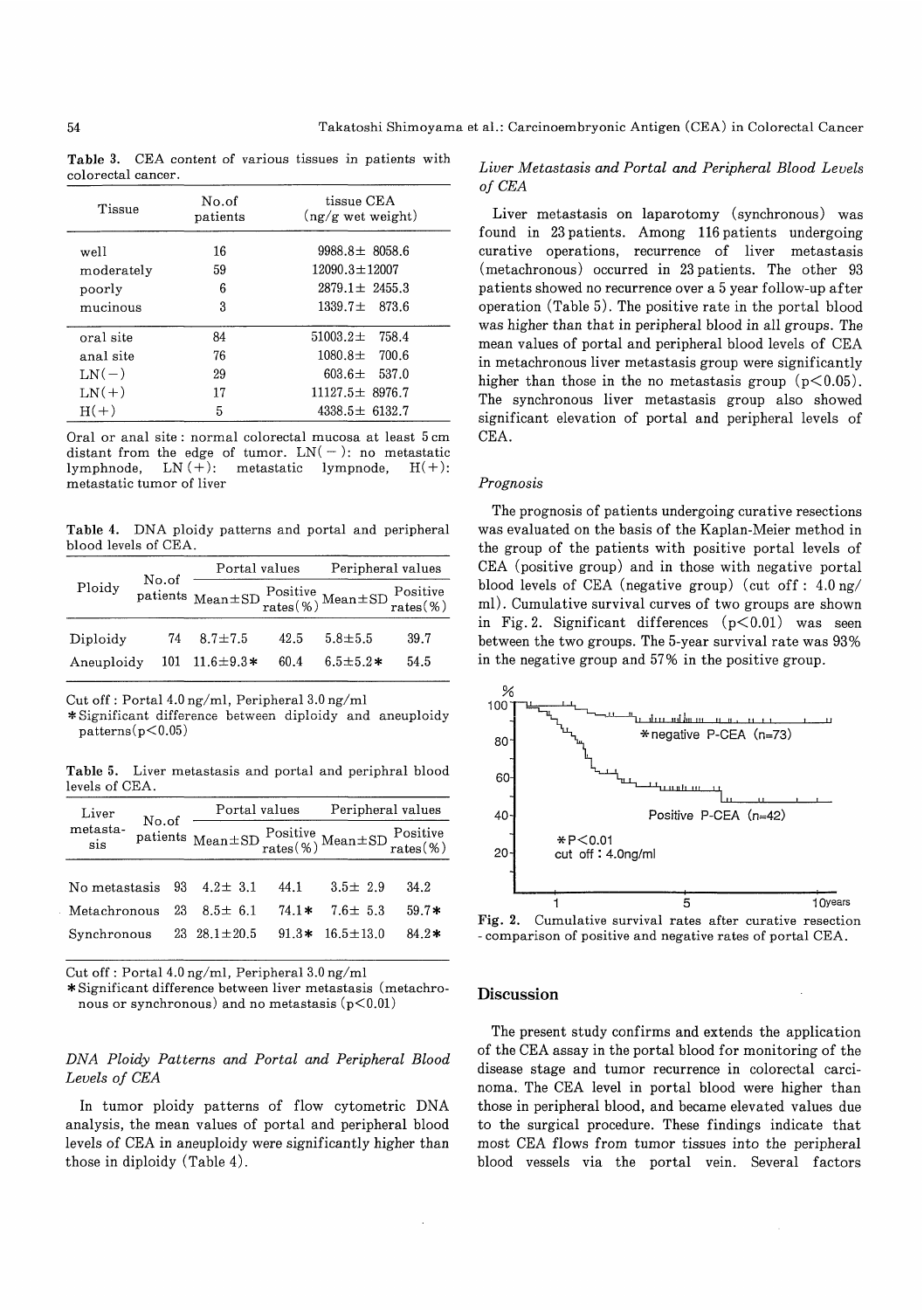**Table 3.** CEA content of various tissues in patients with colorectal cancer.

| Tissue | No.of patients | tissue CEA (ng/g wet weight) |
|---|---|---|
| well | 16 | 9988.8± 8058.6 |
| moderately | 59 | 12090.3±12007 |
| poorly | 6 | 2879.1± 2455.3 |
| mucinous | 3 | 1339.7± 873.6 |
| oral site | 84 | 51003.2± 758.4 |
| anal site | 76 | 1080.8± 700.6 |
| LN(−) | 29 | 603.6± 537.0 |
| LN(+) | 17 | 11127.5± 8976.7 |
| H(+) | 5 | 4338.5± 6132.7 |

Oral or anal site : normal colorectal mucosa at least 5 cm distant from the edge of tumor. LN(−): no metastatic lymphnode, LN(+): metastatic lympnode, H(+): metastatic tumor of liver

**Table 4.** DNA ploidy patterns and portal and peripheral blood levels of CEA.

| Ploidy | No.of patients | Portal values | | Peripheral values | |
|---|---|---|---|---|---|
| | | Mean±SD | Positive rates(%) | Mean±SD | Positive rates(%) |
| Diploidy | 74 | 8.7±7.5 | 42.5 | 5.8±5.5 | 39.7 |
| Aneuploidy | 101 | 11.6±9.3* | 60.4 | 6.5±5.2* | 54.5 |

Cut off : Portal 4.0 ng/ml, Peripheral 3.0 ng/ml
*Significant difference between diploidy and aneuploidy patterns($p<0.05$)

**Table 5.** Liver metastasis and portal and periphral blood levels of CEA.

| Liver metasta-sis | No.of patients | Portal values | | Peripheral values | |
|---|---|---|---|---|---|
| | | Mean±SD | Positive rates(%) | Mean±SD | Positive rates(%) |
| No metastasis | 93 | 4.2± 3.1 | 44.1 | 3.5± 2.9 | 34.2 |
| Metachronous | 23 | 8.5± 6.1 | 74.1* | 7.6± 5.3 | 59.7* |
| Synchronous | 23 | 28.1±20.5 | 91.3* | 16.5±13.0 | 84.2* |

Cut off : Portal 4.0 ng/ml, Peripheral 3.0 ng/ml
*Significant difference between liver metastasis (metachronous or synchronous) and no metastasis ($p<0.01$)

### *DNA Ploidy Patterns and Portal and Peripheral Blood Levels of CEA*

In tumor ploidy patterns of flow cytometric DNA analysis, the mean values of portal and peripheral blood levels of CEA in aneuploidy were significantly higher than those in diploidy (Table 4).

### *Liver Metastasis and Portal and Peripheral Blood Levels of CEA*

Liver metastasis on laparotomy (synchronous) was found in 23 patients. Among 116 patients undergoing curative operations, recurrence of liver metastasis (metachronous) occurred in 23 patients. The other 93 patients showed no recurrence over a 5 year follow-up after operation (Table 5). The positive rate in the portal blood was higher than that in peripheral blood in all groups. The mean values of portal and peripheral blood levels of CEA in metachronous liver metastasis group were significantly higher than those in the no metastasis group ($p<0.05$). The synchronous liver metastasis group also showed significant elevation of portal and peripheral levels of CEA.

### *Prognosis*

The prognosis of patients undergoing curative resections was evaluated on the basis of the Kaplan-Meier method in the group of the patients with positive portal levels of CEA (positive group) and in those with negative portal blood levels of CEA (negative group) (cut off : 4.0 ng/ml). Cumulative survival curves of two groups are shown in Fig. 2. Significant differences ($p<0.01$) was seen between the two groups. The 5-year survival rate was 93% in the negative group and 57% in the positive group.

**Fig. 2.** Cumulative survival rates after curative resection - comparison of positive and negative rates of portal CEA.

## Discussion

The present study confirms and extends the application of the CEA assay in the portal blood for monitoring of the disease stage and tumor recurrence in colorectal carcinoma. The CEA level in portal blood were higher than those in peripheral blood, and became elevated values due to the surgical procedure. These findings indicate that most CEA flows from tumor tissues into the peripheral blood vessels via the portal vein. Several factors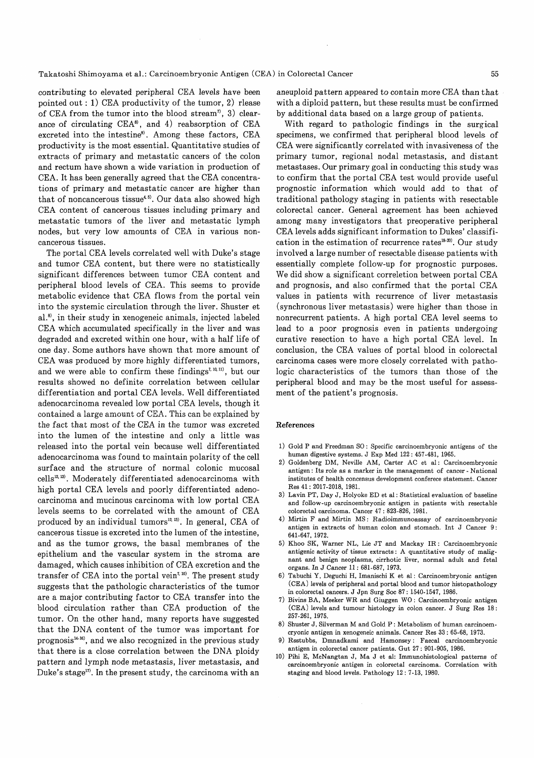contributing to elevated peripheral CEA levels have been pointed out : 1) CEA productivity of the tumor, 2) rlease of CEA from the tumor into the blood stream[7], 3) clearance of circulating CEA[8], and 4) reabsorption of CEA excreted into the intestine[9]. Among these factors, CEA productivity is the most essential. Quantitative studies of extracts of primary and metastatic cancers of the colon and rectum have shown a wide variation in production of CEA. It has been generally agreed that the CEA concentrations of primary and metastatic cancer are higher than that of noncancerous tissue[4,5]. Our data also showed high CEA content of cancerous tissues including primary and metastatic tumors of the liver and metastatic lymph nodes, but very low amounts of CEA in various noncancerous tissues.

The portal CEA levels correlated well with Duke's stage and tumor CEA content, but there were no statistically significant differences between tumor CEA content and peripheral blood levels of CEA. This seems to provide metabolic evidence that CEA flows from the portal vein into the systemic circulation through the liver. Shuster et al.[8], in their study in xenogeneic animals, injected labeled CEA which accumulated specifically in the liver and was degraded and excreted within one hour, with a half life of one day. Some authors have shown that more amount of CEA was produced by more highly differentiated tumors, and we were able to confirm these findings[7,10,11], but our results showed no definite correlation between cellular differentiation and portal CEA levels. Well differentiated adenocarcinoma revealed low portal CEA levels, though it contained a large amount of CEA. This can be explained by the fact that most of the CEA in the tumor was excreted into the lumen of the intestine and only a little was released into the portal vein because well differentiated adenocarcinoma was found to maintain polarity of the cell surface and the structure of normal colonic mucosal cells[12,13]. Moderately differentiated adenocarcinoma with high portal CEA levels and poorly differentiated adenocarcinoma and mucinous carcinoma with low portal CEA levels seems to be correlated with the amount of CEA produced by an individual tumors[12,13]. In general, CEA of cancerous tissue is excreted into the lumen of the intestine, and as the tumor grows, the basal membranes of the epithelium and the vascular system in the stroma are damaged, which causes inhibition of CEA excretion and the transfer of CEA into the portal vein[7,10]. The present study suggests that the pathologic characteristics of the tumor are a major contributing factor to CEA transfer into the blood circulation rather than CEA production of the tumor. On the other hand, many reports have suggested that the DNA content of the tumor was important for prognosis[14-16], and we also recognized in the previous study that there is a close correlation between the DNA ploidy pattern and lymph node metastasis, liver metastasis, and Duke's stage[17]. In the present study, the carcinoma with an aneuploid pattern appeared to contain more CEA than that with a diploid pattern, but these results must be confirmed by additional data based on a large group of patients.

With regard to pathologic findings in the surgical specimens, we confirmed that peripheral blood levels of CEA were significantly correlated with invasiveness of the primary tumor, regional nodal metastasis, and distant metastases. Our primary goal in conducting this study was to confirm that the portal CEA test would provide useful prognostic information which would add to that of traditional pathology staging in patients with resectable colorectal cancer. General agreement has been achieved among many investigators that preoperative peripheral CEA levels adds significant information to Dukes' classification in the estimation of recurrence rates[18-20]. Our study involved a large number of resectable disease patients with essentially complete follow-up for prognostic purposes. We did show a significant correletion between portal CEA and prognosis, and also confirmed that the portal CEA values in patients with recurrence of liver metastasis (synchronous liver metastasis) were higher than those in nonrecurrent patients. A high portal CEA level seems to lead to a poor prognosis even in patients undergoing curative resection to have a high portal CEA level. In conclusion, the CEA values of portal blood in colorectal carcinoma cases were more closely correlated with pathologic characteristics of the tumors than those of the peripheral blood and may be the most useful for assessment of the patient's prognosis.

## References

1) Gold P and Freedman SO : Specific carcinoembryonic antigens of the human digestive systems. J Exp Med 122 : 457-481, 1965.
2) Goldenberg DM, Neville AM, Carter AC et al : Carcinoembryonic antigen : Its role as a marker in the management of cancer - National institutes of health concensus development conferece statement. Cancer Res 41 : 2017-2018, 1981.
3) Lavin PT, Day J, Holyoke ED et al : Statistical evaluation of baseline and follow-up carcinoembryonic antigen in patients with resectable colorectal carcinoma. Cancer 47 : 823-826, 1981.
4) Mirtin F and Mirtin MS : Radioimmunoassay of carcinoembryonic antigen in extracts of human colon and stomach. Int J Cancer 9 : 641-647, 1972.
5) Khoo SK, Warner NL, Lie JT and Mackay IR : Carcinoembryonic antigenic activity of tissue extracts : A quantitative study of malignant and benign neoplasms, cirrhotic liver, normal adult and fetal organs. In J Cancer 11 : 681-687, 1973.
6) Tabuchi Y, Deguchi H, Imanischi K et al : Carcinoembryonic antigen (CEA) levels of peripheral and portal blood and tumor histopathology in colorectal cancers. J Jpn Surg Soc 87 : 1540-1547, 1986.
7) Bivins BA, Meeker WR and Giuggen WO : Carcinoembryonic antigen (CEA) levels and tumour histology in colon cancer. J Surg Res 18 : 257-261, 1975.
8) Shuster J, Silverman M and Gold P : Metabolism of human carcinoemcryonic antigen in xenogeneic animals. Cancer Res 33 : 65-68, 1973.
9) Rsstubbs, Dmnadkami and Hamonsey : Faecal carcinoembryonic antigen in colorectal cancer patients. Gut 27 : 901-905, 1986.
10) Pihi E, McNangtan J, Ma J et al: Immunohistological patterns of carcinoembryonic antigen in colorectal carcinoma. Correlation with staging and blood levels. Pathology 12 : 7-13, 1980.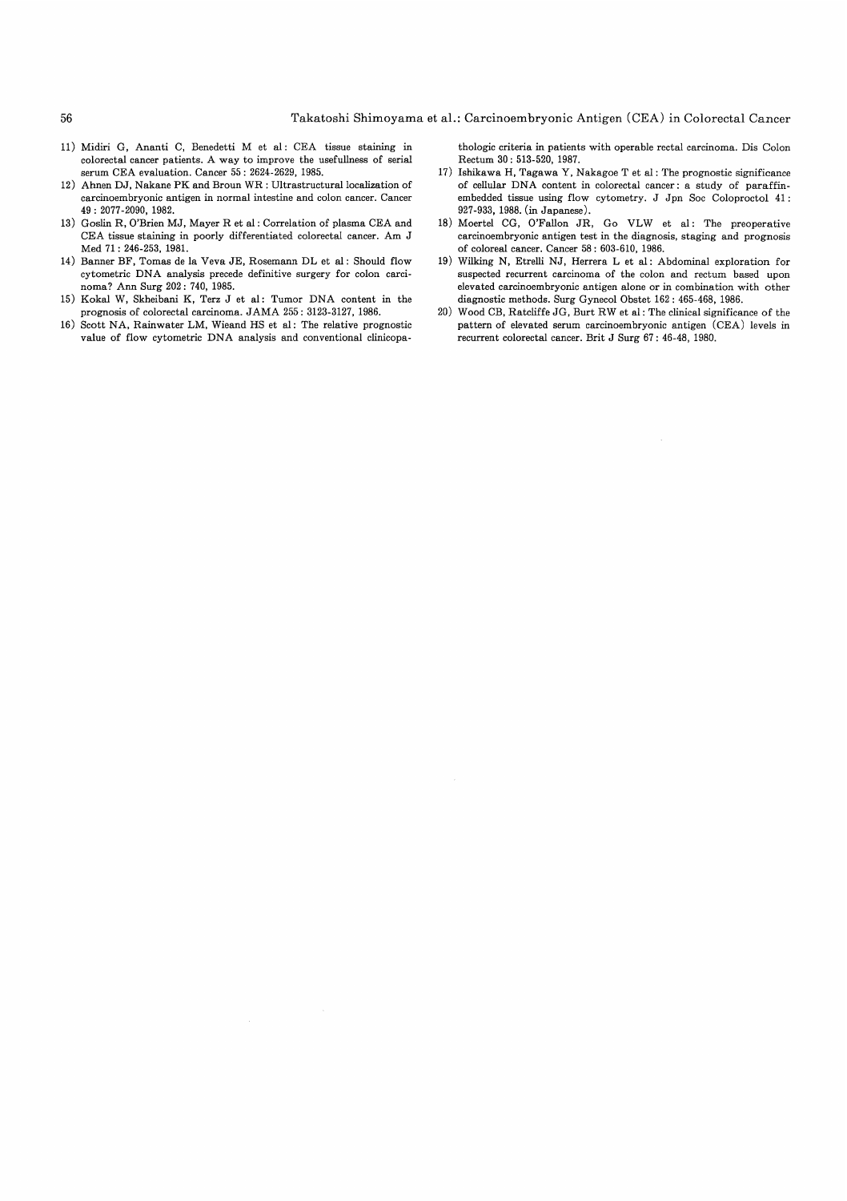11) Midiri G, Ananti C, Benedetti M et al: CEA tissue staining in colorectal cancer patients. A way to improve the usefullness of serial serum CEA evaluation. Cancer 55: 2624-2629, 1985.
12) Ahnen DJ, Nakane PK and Broun WR: Ultrastructural localization of carcinoembryonic antigen in normal intestine and colon cancer. Cancer 49: 2077-2090, 1982.
13) Goslin R, O'Brien MJ, Mayer R et al: Correlation of plasma CEA and CEA tissue staining in poorly differentiated colorectal cancer. Am J Med 71: 246-253, 1981.
14) Banner BF, Tomas de la Veva JE, Rosemann DL et al: Should flow cytometric DNA analysis precede definitive surgery for colon carcinoma? Ann Surg 202: 740, 1985.
15) Kokal W, Skheibani K, Terz J et al: Tumor DNA content in the prognosis of colorectal carcinoma. JAMA 255: 3123-3127, 1986.
16) Scott NA, Rainwater LM, Wieand HS et al: The relative prognostic value of flow cytometric DNA analysis and conventional clinicopathologic criteria in patients with operable rectal carcinoma. Dis Colon Rectum 30: 513-520, 1987.
17) Ishikawa H, Tagawa Y, Nakagoe T et al: The prognostic significance of cellular DNA content in colorectal cancer: a study of paraffin-embedded tissue using flow cytometry. J Jpn Soc Coloproctol 41: 927-933, 1988. (in Japanese).
18) Moertel CG, O'Fallon JR, Go VLW et al: The preoperative carcinoembryonic antigen test in the diagnosis, staging and prognosis of coloreal cancer. Cancer 58: 603-610, 1986.
19) Wilking N, Etrelli NJ, Herrera L et al: Abdominal exploration for suspected recurrent carcinoma of the colon and rectum based upon elevated carcinoembryonic antigen alone or in combination with other diagnostic methods. Surg Gynecol Obstet 162: 465-468, 1986.
20) Wood CB, Ratcliffe JG, Burt RW et al: The clinical significance of the pattern of elevated serum carcinoembryonic antigen (CEA) levels in recurrent colorectal cancer. Brit J Surg 67: 46-48, 1980.